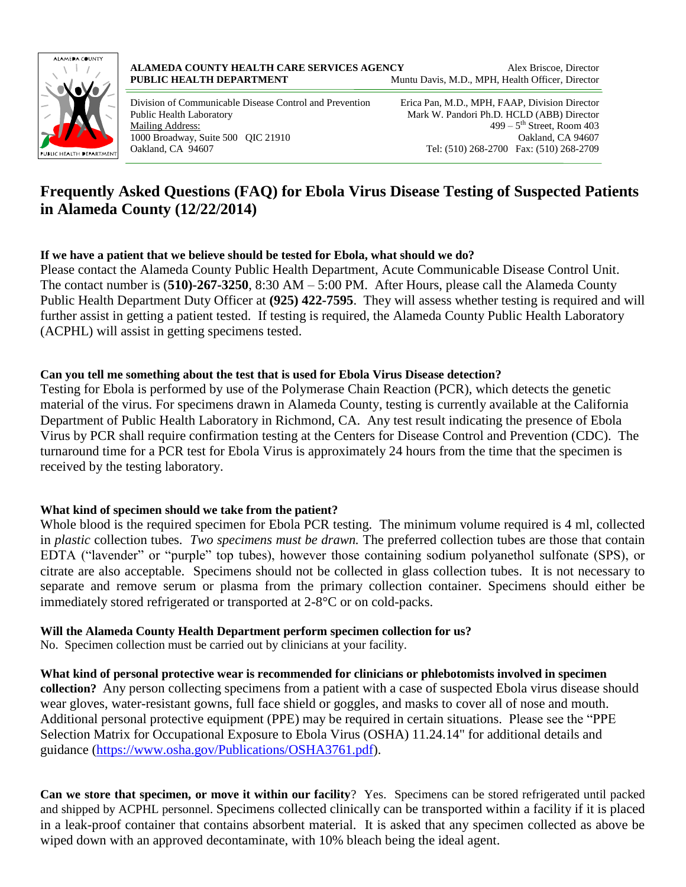**ALAMEDA COUNTY HEALTH CARE SERVICES AGENCY** Alex Briscoe, Director
**PUBLIC HEALTH DEPARTMENT** Muntu Davis, M.D., MPH, Health Officer, Director

Division of Communicable Disease Control and Prevention
Public Health Laboratory
Mailing Address:
1000 Broadway, Suite 500 QIC 21910
Oakland, CA 94607

Erica Pan, M.D., MPH, FAAP, Division Director
Mark W. Pandori Ph.D. HCLD (ABB) Director
499 – 5th Street, Room 403
Oakland, CA 94607
Tel: (510) 268-2700 Fax: (510) 268-2709

# Frequently Asked Questions (FAQ) for Ebola Virus Disease Testing of Suspected Patients in Alameda County (12/22/2014)

**If we have a patient that we believe should be tested for Ebola, what should we do?**

Please contact the Alameda County Public Health Department, Acute Communicable Disease Control Unit. The contact number is (**510)-267-3250**, 8:30 AM – 5:00 PM. After Hours, please call the Alameda County Public Health Department Duty Officer at **(925) 422-7595**. They will assess whether testing is required and will further assist in getting a patient tested. If testing is required, the Alameda County Public Health Laboratory (ACPHL) will assist in getting specimens tested.

**Can you tell me something about the test that is used for Ebola Virus Disease detection?**

Testing for Ebola is performed by use of the Polymerase Chain Reaction (PCR), which detects the genetic material of the virus. For specimens drawn in Alameda County, testing is currently available at the California Department of Public Health Laboratory in Richmond, CA. Any test result indicating the presence of Ebola Virus by PCR shall require confirmation testing at the Centers for Disease Control and Prevention (CDC). The turnaround time for a PCR test for Ebola Virus is approximately 24 hours from the time that the specimen is received by the testing laboratory.

**What kind of specimen should we take from the patient?**

Whole blood is the required specimen for Ebola PCR testing. The minimum volume required is 4 ml, collected in *plastic* collection tubes. *Two specimens must be drawn.* The preferred collection tubes are those that contain EDTA ("lavender" or "purple" top tubes), however those containing sodium polyanethol sulfonate (SPS), or citrate are also acceptable. Specimens should not be collected in glass collection tubes. It is not necessary to separate and remove serum or plasma from the primary collection container. Specimens should either be immediately stored refrigerated or transported at 2-8°C or on cold-packs.

**Will the Alameda County Health Department perform specimen collection for us?**

No. Specimen collection must be carried out by clinicians at your facility.

**What kind of personal protective wear is recommended for clinicians or phlebotomists involved in specimen collection?** Any person collecting specimens from a patient with a case of suspected Ebola virus disease should wear gloves, water-resistant gowns, full face shield or goggles, and masks to cover all of nose and mouth. Additional personal protective equipment (PPE) may be required in certain situations. Please see the "PPE Selection Matrix for Occupational Exposure to Ebola Virus (OSHA) 11.24.14" for additional details and guidance (https://www.osha.gov/Publications/OSHA3761.pdf).

**Can we store that specimen, or move it within our facility**? Yes. Specimens can be stored refrigerated until packed and shipped by ACPHL personnel. Specimens collected clinically can be transported within a facility if it is placed in a leak-proof container that contains absorbent material. It is asked that any specimen collected as above be wiped down with an approved decontaminate, with 10% bleach being the ideal agent.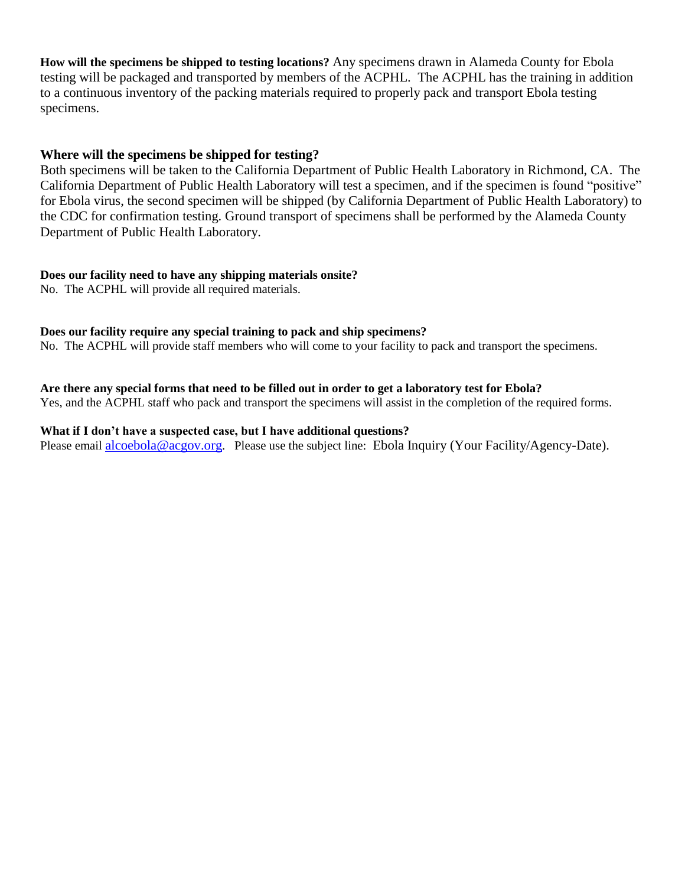**How will the specimens be shipped to testing locations?** Any specimens drawn in Alameda County for Ebola testing will be packaged and transported by members of the ACPHL. The ACPHL has the training in addition to a continuous inventory of the packing materials required to properly pack and transport Ebola testing specimens.

**Where will the specimens be shipped for testing?**

Both specimens will be taken to the California Department of Public Health Laboratory in Richmond, CA. The California Department of Public Health Laboratory will test a specimen, and if the specimen is found "positive" for Ebola virus, the second specimen will be shipped (by California Department of Public Health Laboratory) to the CDC for confirmation testing. Ground transport of specimens shall be performed by the Alameda County Department of Public Health Laboratory.

**Does our facility need to have any shipping materials onsite?**

No. The ACPHL will provide all required materials.

**Does our facility require any special training to pack and ship specimens?**

No. The ACPHL will provide staff members who will come to your facility to pack and transport the specimens.

**Are there any special forms that need to be filled out in order to get a laboratory test for Ebola?**

Yes, and the ACPHL staff who pack and transport the specimens will assist in the completion of the required forms.

**What if I don't have a suspected case, but I have additional questions?**

Please email alcoebola@acgov.org. Please use the subject line: Ebola Inquiry (Your Facility/Agency-Date).